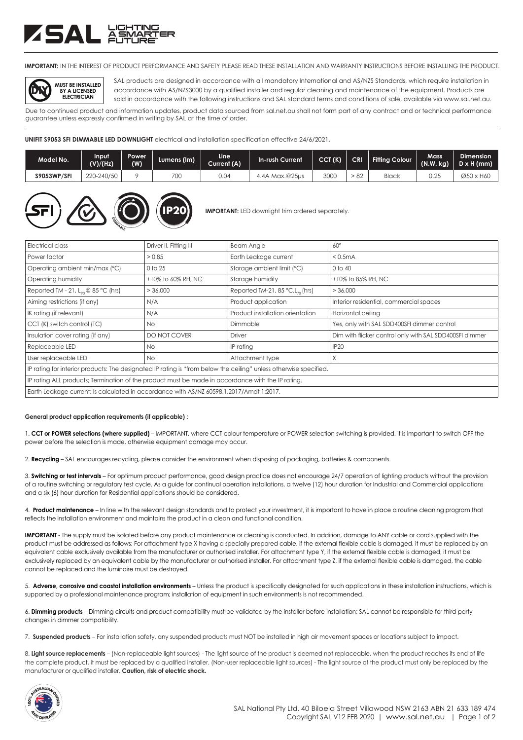**IMPORTANT:** IN THE INTEREST OF PRODUCT PERFORMANCE AND SAFETY PLEASE READ THESE INSTALLATION AND WARRANTY INSTRUCTIONS BEFORE INSTALLING THE PRODUCT.

**MUST BE INSTALLED BY A LICENSED ELECTRICIAN**

SAL products are designed in accordance with all mandatory International and AS/NZS Standards, which require installation in accordance with AS/NZS3000 by a qualified installer and regular cleaning and maintenance of the equipment. Products are sold in accordance with the following instructions and SAL standard terms and conditions of sale, available via www.sal.net.au.

Due to continued product and information updates, product data sourced from sal.net.au shall not form part of any contract and or technical performance guarantee unless expressly confirmed in writing by SAL at the time of order.

**UNIFIT S9053 SFI DIMMABLE LED DOWNLIGHT** electrical and installation specification effective 24/6/2021.

| Model No. | Input (V)/(Hz) | Power (W) | Lumens (lm) | Line Current (A) | In-rush Current | CCT (K) | CRI | Fitting Colour | Mass (N.W. kg) | Dimension D x H (mm) |
|---|---|---|---|---|---|---|---|---|---|---|
| S9053WP/SFI | 220-240/50 | 9 | 700 | 0.04 | 4.4A Max.@25µs | 3000 | > 82 | Black | 0.25 | Ø50 x H60 |

**IMPORTANT:** LED downlight trim ordered separately.

| Electrical class | Driver II, Fitting III | Beam Angle | 60° |
|---|---|---|---|
| Power factor | > 0.85 | Earth Leakage current | < 0.5mA |
| Operating ambient min/max (°C) | 0 to 25 | Storage ambient limit (°C) | 0 to 40 |
| Operating humidity | +10% to 60% RH, NC | Storage humidity | +10% to 85% RH, NC |
| Reported TM - 21, $L_{90}$ @ 85 °C (hrs) | > 36,000 | Reported TM-21, 85 °C, $L_{70}$ (hrs) | > 36,000 |
| Aiming restrictions (if any) | N/A | Product application | Interior residential, commercial spaces |
| IK rating (if relevant) | N/A | Product installation orientation | Horizontal ceiling |
| CCT (K) switch control (TC) | No | Dimmable | Yes, only with SAL SDD400SFI dimmer control |
| Insulation cover rating (if any) | DO NOT COVER | Driver | Dim with flicker control only with SAL SDD400SFI dimmer |
| Replaceable LED | No | IP rating | IP20 |
| User replaceable LED | No | Attachment type | X |
| IP rating for interior products: The designated IP rating is "from below the ceiling" unless otherwise specified. | | | |
| IP rating ALL products; Termination of the product must be made in accordance with the IP rating. | | | |
| Earth Leakage current: Is calculated in accordance with AS/NZ 60598.1.2017/Amdt 1:2017. | | | |

**General product application requirements (if applicable) :**

1. **CCT or POWER selections (where supplied)** – IMPORTANT, where CCT colour temperature or POWER selection switching is provided, it is important to switch OFF the power before the selection is made, otherwise equipment damage may occur.

2. **Recycling** – SAL encourages recycling, please consider the environment when disposing of packaging, batteries & components.

3. **Switching or test intervals** – For optimum product performance, good design practice does not encourage 24/7 operation of lighting products without the provision of a routine switching or regulatory test cycle. As a guide for continual operation installations, a twelve (12) hour duration for Industrial and Commercial applications and a six (6) hour duration for Residential applications should be considered.

4. **Product maintenance** – In line with the relevant design standards and to protect your investment, it is important to have in place a routine cleaning program that reflects the installation environment and maintains the product in a clean and functional condition.

**IMPORTANT** - The supply must be isolated before any product maintenance or cleaning is conducted. In addition, damage to ANY cable or cord supplied with the product must be addressed as follows; For attachment type X having a specially prepared cable, if the external flexible cable is damaged, it must be replaced by an equivalent cable exclusively available from the manufacturer or authorised installer. For attachment type Y, if the external flexible cable is damaged, it must be exclusively replaced by an equivalent cable by the manufacturer or authorised installer. For attachment type Z, if the external flexible cable is damaged, the cable cannot be replaced and the luminaire must be destroyed.

5. **Adverse, corrosive and coastal installation environments** – Unless the product is specifically designated for such applications in these installation instructions, which is supported by a professional maintenance program; installation of equipment in such environments is not recommended.

6. **Dimming products** – Dimming circuits and product compatibility must be validated by the installer before installation; SAL cannot be responsible for third party changes in dimmer compatibility.

7. **Suspended products** – For installation safety, any suspended products must NOT be installed in high air movement spaces or locations subject to impact.

8. **Light source replacements** – (Non-replaceable light sources) - The light source of the product is deemed not replaceable, when the product reaches its end of life the complete product, it must be replaced by a qualified installer. (Non-user replaceable light sources) - The light source of the product must only be replaced by the manufacturer or qualified installer. **Caution, risk of electric shock.**

SAL National Pty Ltd. 40 Biloela Street Villawood NSW 2163 ABN 21 633 189 474
Copyright SAL V12 FEB 2020 | www.sal.net.au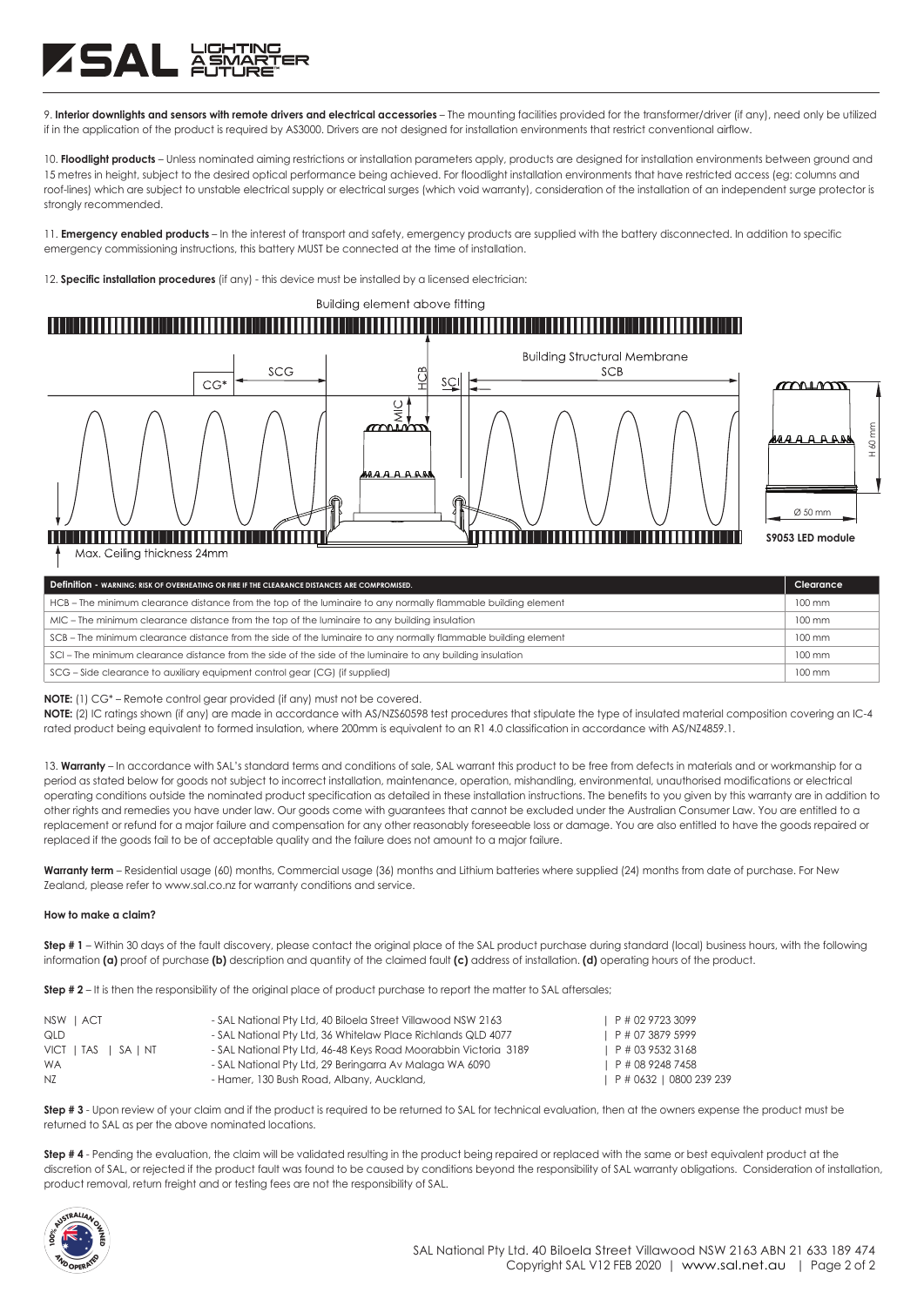9. **Interior downlights and sensors with remote drivers and electrical accessories** – The mounting facilities provided for the transformer/driver (if any), need only be utilized if in the application of the product is required by AS3000. Drivers are not designed for installation environments that restrict conventional airflow.

10. **Floodlight products** – Unless nominated aiming restrictions or installation parameters apply, products are designed for installation environments between ground and 15 metres in height, subject to the desired optical performance being achieved. For floodlight installation environments that have restricted access (eg: columns and roof-lines) which are subject to unstable electrical supply or electrical surges (which void warranty), consideration of the installation of an independent surge protector is strongly recommended.

11. **Emergency enabled products** – In the interest of transport and safety, emergency products are supplied with the battery disconnected. In addition to specific emergency commissioning instructions, this battery MUST be connected at the time of installation.

12. **Specific installation procedures** (if any) - this device must be installed by a licensed electrician:

Building element above fitting

Building Structural Membrane

SCG

CG*

HCB

SCI

SCB

MIC

H 60 mm

Ø 50 mm

**S9053 LED module**

Max. Ceiling thickness 24mm

| **Definition** - WARNING: RISK OF OVERHEATING OR FIRE IF THE CLEARANCE DISTANCES ARE COMPROMISED. | **Clearance** |
|---|---|
| HCB – The minimum clearance distance from the top of the luminaire to any normally flammable building element | 100 mm |
| MIC – The minimum clearance distance from the top of the luminaire to any building insulation | 100 mm |
| SCB – The minimum clearance distance from the side of the luminaire to any normally flammable building element | 100 mm |
| SCI – The minimum clearance distance from the side of the side of the luminaire to any building insulation | 100 mm |
| SCG – Side clearance to auxiliary equipment control gear (CG) (if supplied) | 100 mm |

**NOTE:** (1) CG* – Remote control gear provided (if any) must not be covered.

**NOTE:** (2) IC ratings shown (if any) are made in accordance with AS/NZS60598 test procedures that stipulate the type of insulated material composition covering an IC-4 rated product being equivalent to formed insulation, where 200mm is equivalent to an R1 4.0 classification in accordance with AS/NZ4859.1.

13. **Warranty** – In accordance with SAL's standard terms and conditions of sale, SAL warrant this product to be free from defects in materials and or workmanship for a period as stated below for goods not subject to incorrect installation, maintenance, operation, mishandling, environmental, unauthorised modifications or electrical operating conditions outside the nominated product specification as detailed in these installation instructions. The benefits to you given by this warranty are in addition to other rights and remedies you have under law. Our goods come with guarantees that cannot be excluded under the Australian Consumer Law. You are entitled to a replacement or refund for a major failure and compensation for any other reasonably foreseeable loss or damage. You are also entitled to have the goods repaired or replaced if the goods fail to be of acceptable quality and the failure does not amount to a major failure.

**Warranty term** – Residential usage (60) months, Commercial usage (36) months and Lithium batteries where supplied (24) months from date of purchase. For New Zealand, please refer to www.sal.co.nz for warranty conditions and service.

**How to make a claim?**

**Step # 1** – Within 30 days of the fault discovery, please contact the original place of the SAL product purchase during standard (local) business hours, with the following information **(a)** proof of purchase **(b)** description and quantity of the claimed fault **(c)** address of installation. **(d)** operating hours of the product.

**Step # 2** – It is then the responsibility of the original place of product purchase to report the matter to SAL aftersales;

| | | |
|---|---|---|
| NSW \| ACT | - SAL National Pty Ltd, 40 Biloela Street Villawood NSW 2163 | \| P # 02 9723 3099 |
| QLD | - SAL National Pty Ltd, 36 Whitelaw Place Richlands QLD 4077 | \| P # 07 3879 5999 |
| VICT \| TAS \| SA \| NT | - SAL National Pty Ltd, 46-48 Keys Road Moorabbin Victoria 3189 | \| P # 03 9532 3168 |
| WA | - SAL National Pty Ltd, 29 Beringarra Av Malaga WA 6090 | \| P # 08 9248 7458 |
| NZ | - Hamer, 130 Bush Road, Albany, Auckland, | \| P # 0632 \| 0800 239 239 |

**Step # 3** - Upon review of your claim and if the product is required to be returned to SAL for technical evaluation, then at the owners expense the product must be returned to SAL as per the above nominated locations.

**Step # 4** - Pending the evaluation, the claim will be validated resulting in the product being repaired or replaced with the same or best equivalent product at the discretion of SAL, or rejected if the product fault was found to be caused by conditions beyond the responsibility of SAL warranty obligations. Consideration of installation, product removal, return freight and or testing fees are not the responsibility of SAL.

SAL National Pty Ltd. 40 Biloela Street Villawood NSW 2163 ABN 21 633 189 474
Copyright SAL V12 FEB 2020 | www.sal.net.au